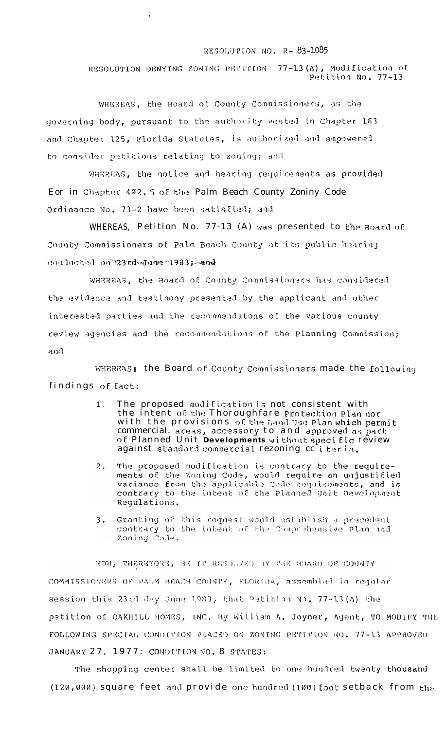RESOLUTION NO. R- 83-1085

RESOLUTION DENYING ZONING PETITION 77-13 (A), Modification of Petition No. 77-13

WHEREAS, the Board of County Commissioners, as the governing body, pursuant to the authority vested in Chapter 163 and Chapter 125, Florida Statutes, is authorized and empowered to consider petitions relating to zoning; and

WHEREAS, the notice and hearing requirements as provided for in Chapter 402.5 of the Palm Beach County Zoning Code Ordinance No. 73-2 have been satisfied; and

WHEREAS, Petition No. 77-13 (A) was presented to the Board of County Commissioners of Palm Beach County at its public hearing conducted on 23rd June 1983; and

WHEREAS, the Board of County Commissioners has considered the evidence and testimony presented by the applicant and other interested parties and the recommendatons of the various county review agencies and the recommendations of the Planning Commission; and

WHEREAS, the Board of County Commissioners made the following findings of fact:

1. The proposed modification is not consistent with the intent of the Thoroughfare Protection Plan nor with the provisions of the Land Use Plan which permit commercial. areas, accessory to and approved as part of Planned Unit Developments without specific review against standard commercial rezoning criteria.

2. The proposed modification is contrary to the requirements of the Zoning Code, would require an unjustified variance from the applicable Code requirements, and is contrary to the intent of the Planned Unit Development Regulations.

3. Granting of this request would establish a precedent contrary to the intent of the Comprehensive Plan and Zoning Code.

NOW, THEREFORE, BE IT RESOLVED BY THE BOARD OF COUNTY COMMISSIONERS OF PALM BEACH COUNTY, FLORIDA, assembled in regular session this 23rd day June 1983, that Petition No. 77-13(A) the petition of OAKHILL HOMES, INC. By William A. Joyner, Agent, TO MODIFY THE FOLLOWING SPECIAL CONDITION PLACED ON ZONING PETITION NO. 77-13 APPROVED JANUARY 27, 1977: CONDITION NO. 8 STATES:

The shopping center shall be limited to one hundred twenty thousand (120,000) square feet and provide one hundred (100) foot setback from the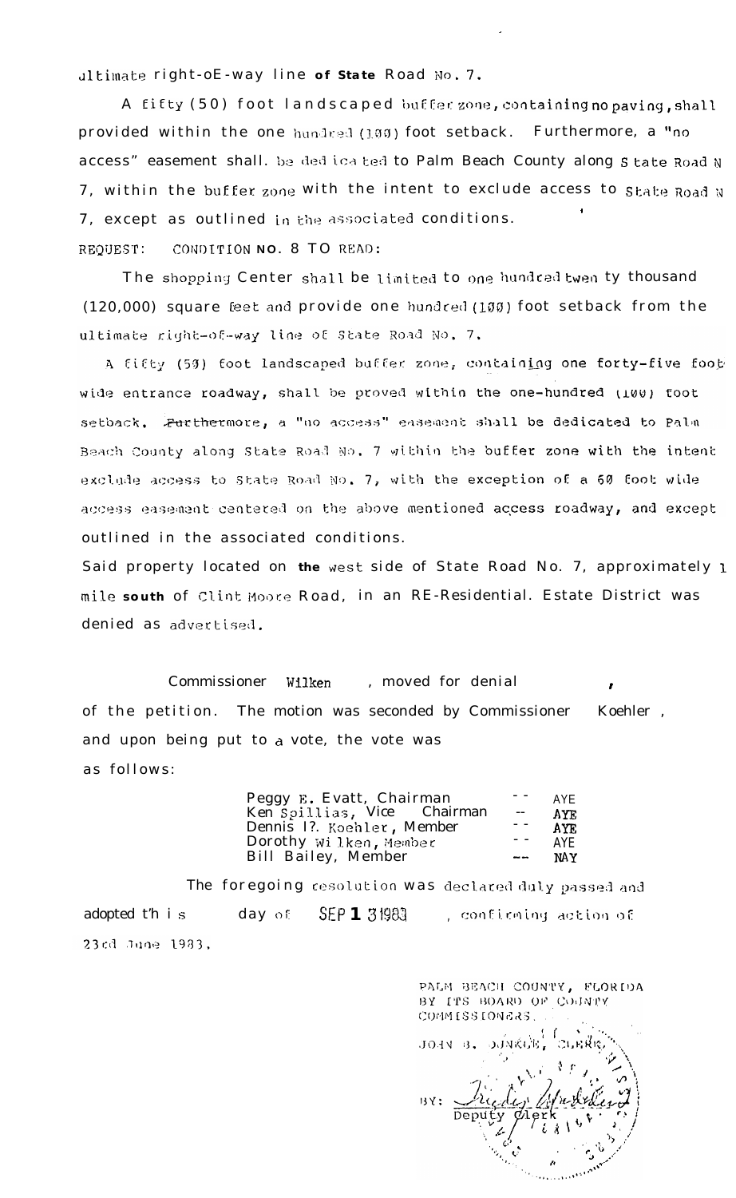ultimate right-oE-way line of State Road No. 7.

A fifty (50) foot landscaped buffer zone, containing no paving, shall provided within the one hundred (100) foot setback. Furthermore, a "no access" easement shall be dedicated to Palm Beach County along State Road N 7, within the buffer zone with the intent to exclude access to State Road N 7, except as outlined in the associated conditions.

REQUEST: CONDITION NO. 8 TO READ:

The shopping Center shall be limited to one hundred twenty thousand (120,000) square feet and provide one hundred (100) foot setback from the ultimate right-of-way line of State Road No. 7.

A fifty (50) foot landscaped buffer zone, containing one forty-five foot wide entrance roadway, shall be proved within the one-hundred (100) foot setback. Furthermore, a "no access" easement shall be dedicated to Palm Beach County along State Road No. 7 within the buffer zone with the intent exclude access to State Road No. 7, with the exception of a 60 foot wide access easement centered on the above mentioned access roadway, and except outlined in the associated conditions.

Said property located on the west side of State Road No. 7, approximately 1 mile south of Clint Moore Road, in an RE-Residential. Estate District was denied as advertised.

Commissioner Wilken, moved for denial of the petition. The motion was seconded by Commissioner Koehler, and upon being put to a vote, the vote was as follows:

| | | |
|---|---|---|
| Peggy E. Evatt, Chairman | -- | AYE |
| Ken Spillias, Vice Chairman | -- | AYE |
| Dennis P. Koehler, Member | -- | AYE |
| Dorothy Wilken, Member | -- | AYE |
| Bill Bailey, Member | -- | NAY |

The foregoing resolution was declared duly passed and adopted this day of SEP 13 1983, confirming action of 23rd June 1983.

PALM BEACH COUNTY, FLORIDA
BY ITS BOARD OF COUNTY
COMMISSIONERS

JOHN B. DUNKLE, CLERK

BY: Deputy Clerk